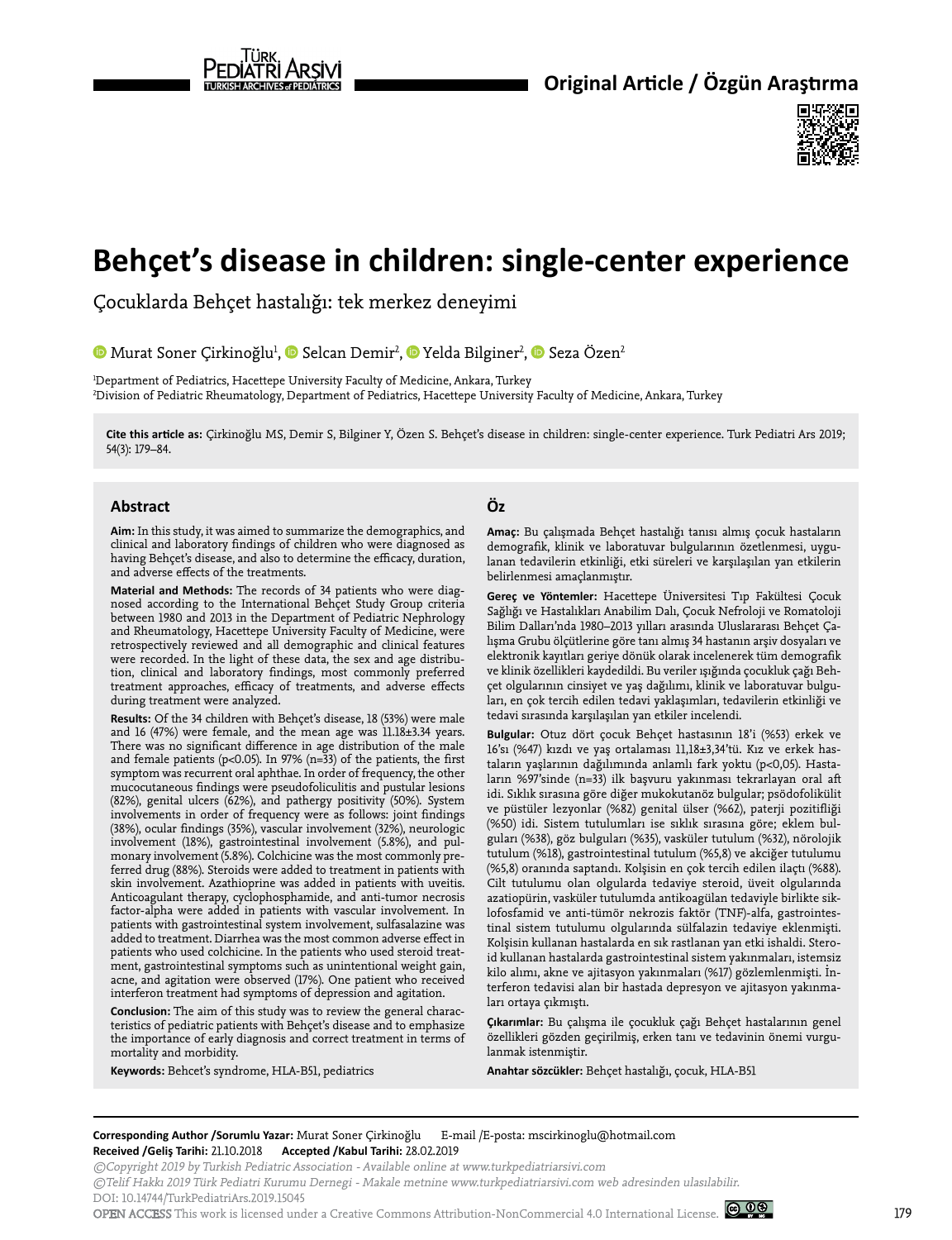Original Article / Özgün Araştırma

# Behçet's disease in children: single-center experience

Çocuklarda Behçet hastalığı: tek merkez deneyimi

Murat Soner Çirkinoğlu[1], Selcan Demir[2], Yelda Bilginer[2], Seza Özen[2]

[1]Department of Pediatrics, Hacettepe University Faculty of Medicine, Ankara, Turkey
[2]Division of Pediatric Rheumatology, Department of Pediatrics, Hacettepe University Faculty of Medicine, Ankara, Turkey

**Cite this article as:** Çirkinoğlu MS, Demir S, Bilginer Y, Özen S. Behçet's disease in children: single-center experience. Turk Pediatri Ars 2019; 54(3): 179–84.

## Abstract

**Aim:** In this study, it was aimed to summarize the demographics, and clinical and laboratory findings of children who were diagnosed as having Behçet's disease, and also to determine the efficacy, duration, and adverse effects of the treatments.

**Material and Methods:** The records of 34 patients who were diagnosed according to the International Behçet Study Group criteria between 1980 and 2013 in the Department of Pediatric Nephrology and Rheumatology, Hacettepe University Faculty of Medicine, were retrospectively reviewed and all demographic and clinical features were recorded. In the light of these data, the sex and age distribution, clinical and laboratory findings, most commonly preferred treatment approaches, efficacy of treatments, and adverse effects during treatment were analyzed.

**Results:** Of the 34 children with Behçet's disease, 18 (53%) were male and 16 (47%) were female, and the mean age was 11.18±3.34 years. There was no significant difference in age distribution of the male and female patients ($p<0.05$). In 97% (n=33) of the patients, the first symptom was recurrent oral aphthae. In order of frequency, the other mucocutaneous findings were pseudofoliculitis and pustular lesions (82%), genital ulcers (62%), and pathergy positivity (50%). System involvements in order of frequency were as follows: joint findings (38%), ocular findings (35%), vascular involvement (32%), neurologic involvement (18%), gastrointestinal involvement (5.8%), and pulmonary involvement (5.8%). Colchicine was the most commonly preferred drug (88%). Steroids were added to treatment in patients with skin involvement. Azathioprine was added in patients with uveitis. Anticoagulant therapy, cyclophosphamide, and anti-tumor necrosis factor-alpha were added in patients with vascular involvement. In patients with gastrointestinal system involvement, sulfasalazine was added to treatment. Diarrhea was the most common adverse effect in patients who used colchicine. In the patients who used steroid treatment, gastrointestinal symptoms such as unintentional weight gain, acne, and agitation were observed (17%). One patient who received interferon treatment had symptoms of depression and agitation.

**Conclusion:** The aim of this study was to review the general characteristics of pediatric patients with Behçet's disease and to emphasize the importance of early diagnosis and correct treatment in terms of mortality and morbidity.

**Keywords:** Behcet's syndrome, HLA-B51, pediatrics

## Öz

**Amaç:** Bu çalışmada Behçet hastalığı tanısı almış çocuk hastaların demografik, klinik ve laboratuvar bulgularının özetlenmesi, uygulanan tedavilerin etkinliği, etki süreleri ve karşılaşılan yan etkilerin belirlenmesi amaçlanmıştır.

**Gereç ve Yöntemler:** Hacettepe Üniversitesi Tıp Fakültesi Çocuk Sağlığı ve Hastalıkları Anabilim Dalı, Çocuk Nefroloji ve Romatoloji Bilim Dalları'nda 1980–2013 yılları arasında Uluslararası Behçet Çalışma Grubu ölçütlerine göre tanı almış 34 hastanın arşiv dosyaları ve elektronik kayıtları geriye dönük olarak incelenerek tüm demografik ve klinik özellikleri kaydedildi. Bu veriler ışığında çocukluk çağı Behçet olgularının cinsiyet ve yaş dağılımı, klinik ve laboratuvar bulguları, en çok tercih edilen tedavi yaklaşımları, tedavilerin etkinliği ve tedavi sırasında karşılaşılan yan etkiler incelendi.

**Bulgular:** Otuz dört çocuk Behçet hastasının 18'i (%53) erkek ve 16'sı (%47) kızdı ve yaş ortalaması 11,18±3,34'tü. Kız ve erkek hastaların yaşlarının dağılımında anlamlı fark yoktu ($p<0,05$). Hastaların %97'sinde (n=33) ilk başvuru yakınması tekrarlayan oral aft idi. Sıklık sırasına göre diğer mukokutanöz bulgular; psödofolikülit ve püstüler lezyonlar (%82) genital ülser (%62), paterji pozitifliği (%50) idi. Sistem tutulumları ise sıklık sırasına göre; eklem bulguları (%38), göz bulguları (%35), vasküler tutulum (%32), nörolojik tutulum (%18), gastrointestinal tutulum (%5,8) ve akciğer tutulumu (%5,8) oranında saptandı. Kolşisin en çok tercih edilen ilaçtı (%88). Cilt tutulumu olan olgularda tedaviye steroid, üveit olgularında azatiopürin, vasküler tutulumda antikoagülan tedaviyle birlikte siklofosfamid ve anti-tümör nekrozis faktör (TNF)-alfa, gastrointestinal sistem tutulumu olgularında sülfalazin tedaviye eklenmişti. Kolşisin kullanan hastalarda en sık rastlanan yan etki ishaldi. Steroid kullanan hastalarda gastrointestinal sistem yakınmaları, istemsiz kilo alımı, akne ve ajitasyon yakınmaları (%17) gözlemlenmişti. İnterferon tedavisi alan bir hastada depresyon ve ajitasyon yakınmaları ortaya çıkmıştı.

**Çıkarımlar:** Bu çalışma ile çocukluk çağı Behçet hastalarının genel özellikleri gözden geçirilmiş, erken tanı ve tedavinin önemi vurgulanmak istenmiştir.

**Anahtar sözcükler:** Behçet hastalığı, çocuk, HLA-B51

---

**Corresponding Author /Sorumlu Yazar:** Murat Soner Çirkinoğlu  E-mail /E-posta: mscirkinoglu@hotmail.com
**Received /Geliş Tarihi:** 21.10.2018  **Accepted /Kabul Tarihi:** 28.02.2019

*©Copyright 2019 by Turkish Pediatric Association - Available online at www.turkpediatriarsivi.com*
*©Telif Hakkı 2019 Türk Pediatri Kurumu Dernegi - Makale metnine www.turkpediatriarsivi.com web adresinden ulasılabilir.*
DOI: 10.14744/TurkPediatriArs.2019.15045
OPEN ACCESS This work is licensed under a Creative Commons Attribution-NonCommercial 4.0 International License.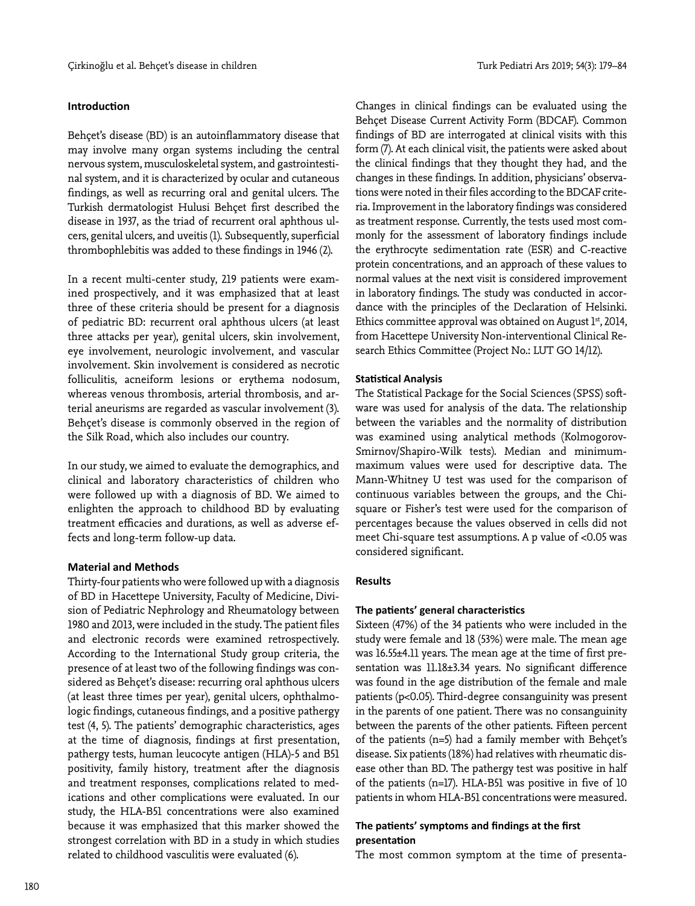## Introduction

Behçet's disease (BD) is an autoinflammatory disease that may involve many organ systems including the central nervous system, musculoskeletal system, and gastrointestinal system, and it is characterized by ocular and cutaneous findings, as well as recurring oral and genital ulcers. The Turkish dermatologist Hulusi Behçet first described the disease in 1937, as the triad of recurrent oral aphthous ulcers, genital ulcers, and uveitis (1). Subsequently, superficial thrombophlebitis was added to these findings in 1946 (2).

In a recent multi-center study, 219 patients were examined prospectively, and it was emphasized that at least three of these criteria should be present for a diagnosis of pediatric BD: recurrent oral aphthous ulcers (at least three attacks per year), genital ulcers, skin involvement, eye involvement, neurologic involvement, and vascular involvement. Skin involvement is considered as necrotic folliculitis, acneiform lesions or erythema nodosum, whereas venous thrombosis, arterial thrombosis, and arterial aneurisms are regarded as vascular involvement (3). Behçet's disease is commonly observed in the region of the Silk Road, which also includes our country.

In our study, we aimed to evaluate the demographics, and clinical and laboratory characteristics of children who were followed up with a diagnosis of BD. We aimed to enlighten the approach to childhood BD by evaluating treatment efficacies and durations, as well as adverse effects and long-term follow-up data.

## Material and Methods

Thirty-four patients who were followed up with a diagnosis of BD in Hacettepe University, Faculty of Medicine, Division of Pediatric Nephrology and Rheumatology between 1980 and 2013, were included in the study. The patient files and electronic records were examined retrospectively. According to the International Study group criteria, the presence of at least two of the following findings was considered as Behçet's disease: recurring oral aphthous ulcers (at least three times per year), genital ulcers, ophthalmologic findings, cutaneous findings, and a positive pathergy test (4, 5). The patients' demographic characteristics, ages at the time of diagnosis, findings at first presentation, pathergy tests, human leucocyte antigen (HLA)-5 and B51 positivity, family history, treatment after the diagnosis and treatment responses, complications related to medications and other complications were evaluated. In our study, the HLA-B51 concentrations were also examined because it was emphasized that this marker showed the strongest correlation with BD in a study in which studies related to childhood vasculitis were evaluated (6).

Changes in clinical findings can be evaluated using the Behçet Disease Current Activity Form (BDCAF). Common findings of BD are interrogated at clinical visits with this form (7). At each clinical visit, the patients were asked about the clinical findings that they thought they had, and the changes in these findings. In addition, physicians' observations were noted in their files according to the BDCAF criteria. Improvement in the laboratory findings was considered as treatment response. Currently, the tests used most commonly for the assessment of laboratory findings include the erythrocyte sedimentation rate (ESR) and C-reactive protein concentrations, and an approach of these values to normal values at the next visit is considered improvement in laboratory findings. The study was conducted in accordance with the principles of the Declaration of Helsinki. Ethics committee approval was obtained on August 1st, 2014, from Hacettepe University Non-interventional Clinical Research Ethics Committee (Project No.: LUT GO 14/12).

### Statistical Analysis

The Statistical Package for the Social Sciences (SPSS) software was used for analysis of the data. The relationship between the variables and the normality of distribution was examined using analytical methods (Kolmogorov-Smirnov/Shapiro-Wilk tests). Median and minimum-maximum values were used for descriptive data. The Mann-Whitney U test was used for the comparison of continuous variables between the groups, and the Chi-square or Fisher's test were used for the comparison of percentages because the values observed in cells did not meet Chi-square test assumptions. A p value of $<0.05$ was considered significant.

## Results

### The patients' general characteristics

Sixteen (47%) of the 34 patients who were included in the study were female and 18 (53%) were male. The mean age was 16.55±4.11 years. The mean age at the time of first presentation was 11.18±3.34 years. No significant difference was found in the age distribution of the female and male patients ($p<0.05$). Third-degree consanguinity was present in the parents of one patient. There was no consanguinity between the parents of the other patients. Fifteen percent of the patients (n=5) had a family member with Behçet's disease. Six patients (18%) had relatives with rheumatic disease other than BD. The pathergy test was positive in half of the patients (n=17). HLA-B51 was positive in five of 10 patients in whom HLA-B51 concentrations were measured.

### The patients' symptoms and findings at the first presentation

The most common symptom at the time of presenta-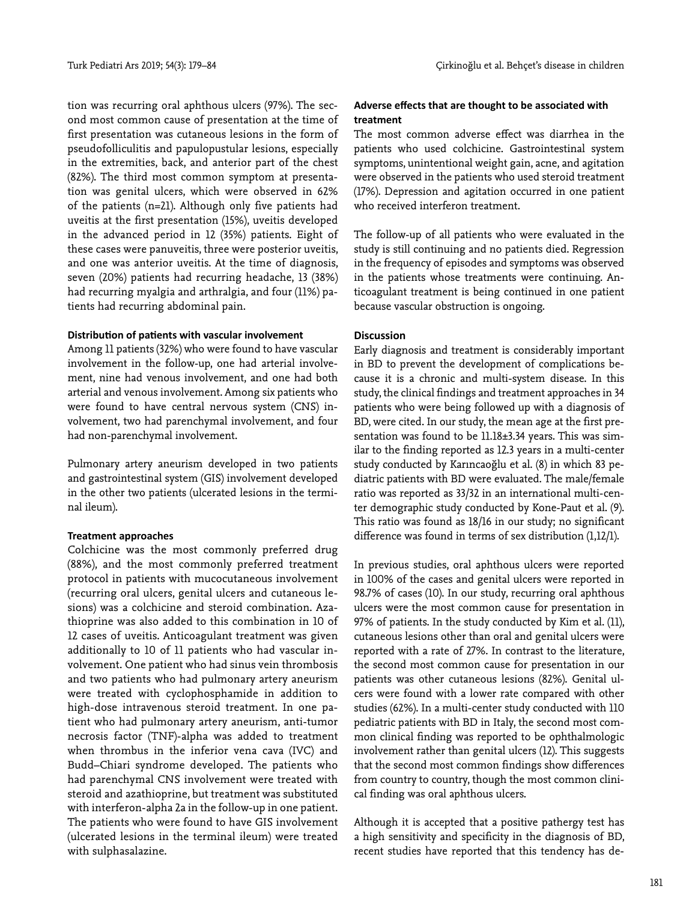tion was recurring oral aphthous ulcers (97%). The second most common cause of presentation at the time of first presentation was cutaneous lesions in the form of pseudofolliculitis and papulopustular lesions, especially in the extremities, back, and anterior part of the chest (82%). The third most common symptom at presentation was genital ulcers, which were observed in 62% of the patients (n=21). Although only five patients had uveitis at the first presentation (15%), uveitis developed in the advanced period in 12 (35%) patients. Eight of these cases were panuveitis, three were posterior uveitis, and one was anterior uveitis. At the time of diagnosis, seven (20%) patients had recurring headache, 13 (38%) had recurring myalgia and arthralgia, and four (11%) patients had recurring abdominal pain.

#### Distribution of patients with vascular involvement

Among 11 patients (32%) who were found to have vascular involvement in the follow-up, one had arterial involvement, nine had venous involvement, and one had both arterial and venous involvement. Among six patients who were found to have central nervous system (CNS) involvement, two had parenchymal involvement, and four had non-parenchymal involvement.

Pulmonary artery aneurism developed in two patients and gastrointestinal system (GIS) involvement developed in the other two patients (ulcerated lesions in the terminal ileum).

#### Treatment approaches

Colchicine was the most commonly preferred drug (88%), and the most commonly preferred treatment protocol in patients with mucocutaneous involvement (recurring oral ulcers, genital ulcers and cutaneous lesions) was a colchicine and steroid combination. Azathioprine was also added to this combination in 10 of 12 cases of uveitis. Anticoagulant treatment was given additionally to 10 of 11 patients who had vascular involvement. One patient who had sinus vein thrombosis and two patients who had pulmonary artery aneurism were treated with cyclophosphamide in addition to high-dose intravenous steroid treatment. In one patient who had pulmonary artery aneurism, anti-tumor necrosis factor (TNF)-alpha was added to treatment when thrombus in the inferior vena cava (IVC) and Budd–Chiari syndrome developed. The patients who had parenchymal CNS involvement were treated with steroid and azathioprine, but treatment was substituted with interferon-alpha 2a in the follow-up in one patient. The patients who were found to have GIS involvement (ulcerated lesions in the terminal ileum) were treated with sulphasalazine.

#### Adverse effects that are thought to be associated with treatment

The most common adverse effect was diarrhea in the patients who used colchicine. Gastrointestinal system symptoms, unintentional weight gain, acne, and agitation were observed in the patients who used steroid treatment (17%). Depression and agitation occurred in one patient who received interferon treatment.

The follow-up of all patients who were evaluated in the study is still continuing and no patients died. Regression in the frequency of episodes and symptoms was observed in the patients whose treatments were continuing. Anticoagulant treatment is being continued in one patient because vascular obstruction is ongoing.

## Discussion

Early diagnosis and treatment is considerably important in BD to prevent the development of complications because it is a chronic and multi-system disease. In this study, the clinical findings and treatment approaches in 34 patients who were being followed up with a diagnosis of BD, were cited. In our study, the mean age at the first presentation was found to be 11.18±3.34 years. This was similar to the finding reported as 12.3 years in a multi-center study conducted by Karıncaoğlu et al. (8) in which 83 pediatric patients with BD were evaluated. The male/female ratio was reported as 33/32 in an international multi-center demographic study conducted by Kone-Paut et al. (9). This ratio was found as 18/16 in our study; no significant difference was found in terms of sex distribution (1,12/1).

In previous studies, oral aphthous ulcers were reported in 100% of the cases and genital ulcers were reported in 98.7% of cases (10). In our study, recurring oral aphthous ulcers were the most common cause for presentation in 97% of patients. In the study conducted by Kim et al. (11), cutaneous lesions other than oral and genital ulcers were reported with a rate of 27%. In contrast to the literature, the second most common cause for presentation in our patients was other cutaneous lesions (82%). Genital ulcers were found with a lower rate compared with other studies (62%). In a multi-center study conducted with 110 pediatric patients with BD in Italy, the second most common clinical finding was reported to be ophthalmologic involvement rather than genital ulcers (12). This suggests that the second most common findings show differences from country to country, though the most common clinical finding was oral aphthous ulcers.

Although it is accepted that a positive pathergy test has a high sensitivity and specificity in the diagnosis of BD, recent studies have reported that this tendency has de-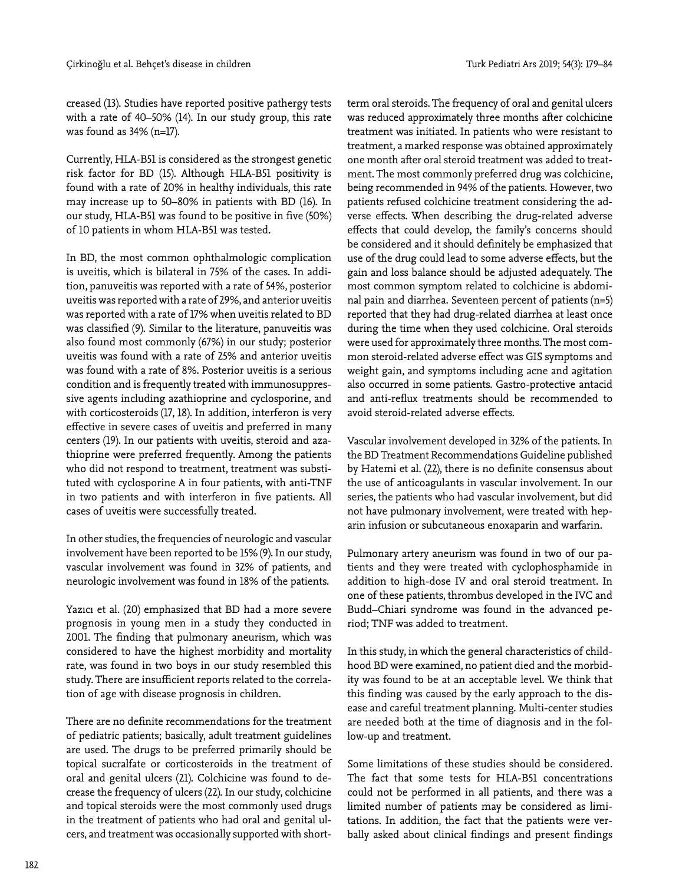creased (13). Studies have reported positive pathergy tests with a rate of 40–50% (14). In our study group, this rate was found as 34% (n=17).

Currently, HLA-B51 is considered as the strongest genetic risk factor for BD (15). Although HLA-B51 positivity is found with a rate of 20% in healthy individuals, this rate may increase up to 50–80% in patients with BD (16). In our study, HLA-B51 was found to be positive in five (50%) of 10 patients in whom HLA-B51 was tested.

In BD, the most common ophthalmologic complication is uveitis, which is bilateral in 75% of the cases. In addition, panuveitis was reported with a rate of 54%, posterior uveitis was reported with a rate of 29%, and anterior uveitis was reported with a rate of 17% when uveitis related to BD was classified (9). Similar to the literature, panuveitis was also found most commonly (67%) in our study; posterior uveitis was found with a rate of 25% and anterior uveitis was found with a rate of 8%. Posterior uveitis is a serious condition and is frequently treated with immunosuppressive agents including azathioprine and cyclosporine, and with corticosteroids (17, 18). In addition, interferon is very effective in severe cases of uveitis and preferred in many centers (19). In our patients with uveitis, steroid and azathioprine were preferred frequently. Among the patients who did not respond to treatment, treatment was substituted with cyclosporine A in four patients, with anti-TNF in two patients and with interferon in five patients. All cases of uveitis were successfully treated.

In other studies, the frequencies of neurologic and vascular involvement have been reported to be 15% (9). In our study, vascular involvement was found in 32% of patients, and neurologic involvement was found in 18% of the patients.

Yazıcı et al. (20) emphasized that BD had a more severe prognosis in young men in a study they conducted in 2001. The finding that pulmonary aneurism, which was considered to have the highest morbidity and mortality rate, was found in two boys in our study resembled this study. There are insufficient reports related to the correlation of age with disease prognosis in children.

There are no definite recommendations for the treatment of pediatric patients; basically, adult treatment guidelines are used. The drugs to be preferred primarily should be topical sucralfate or corticosteroids in the treatment of oral and genital ulcers (21). Colchicine was found to decrease the frequency of ulcers (22). In our study, colchicine and topical steroids were the most commonly used drugs in the treatment of patients who had oral and genital ulcers, and treatment was occasionally supported with short-term oral steroids. The frequency of oral and genital ulcers was reduced approximately three months after colchicine treatment was initiated. In patients who were resistant to treatment, a marked response was obtained approximately one month after oral steroid treatment was added to treatment. The most commonly preferred drug was colchicine, being recommended in 94% of the patients. However, two patients refused colchicine treatment considering the adverse effects. When describing the drug-related adverse effects that could develop, the family's concerns should be considered and it should definitely be emphasized that use of the drug could lead to some adverse effects, but the gain and loss balance should be adjusted adequately. The most common symptom related to colchicine is abdominal pain and diarrhea. Seventeen percent of patients (n=5) reported that they had drug-related diarrhea at least once during the time when they used colchicine. Oral steroids were used for approximately three months. The most common steroid-related adverse effect was GIS symptoms and weight gain, and symptoms including acne and agitation also occurred in some patients. Gastro-protective antacid and anti-reflux treatments should be recommended to avoid steroid-related adverse effects.

Vascular involvement developed in 32% of the patients. In the BD Treatment Recommendations Guideline published by Hatemi et al. (22), there is no definite consensus about the use of anticoagulants in vascular involvement. In our series, the patients who had vascular involvement, but did not have pulmonary involvement, were treated with heparin infusion or subcutaneous enoxaparin and warfarin.

Pulmonary artery aneurism was found in two of our patients and they were treated with cyclophosphamide in addition to high-dose IV and oral steroid treatment. In one of these patients, thrombus developed in the IVC and Budd–Chiari syndrome was found in the advanced period; TNF was added to treatment.

In this study, in which the general characteristics of childhood BD were examined, no patient died and the morbidity was found to be at an acceptable level. We think that this finding was caused by the early approach to the disease and careful treatment planning. Multi-center studies are needed both at the time of diagnosis and in the follow-up and treatment.

Some limitations of these studies should be considered. The fact that some tests for HLA-B51 concentrations could not be performed in all patients, and there was a limited number of patients may be considered as limitations. In addition, the fact that the patients were verbally asked about clinical findings and present findings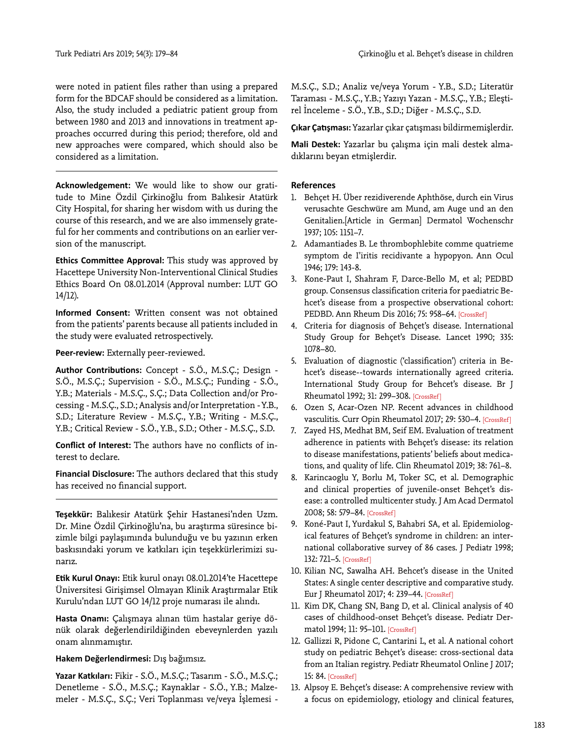were noted in patient files rather than using a prepared form for the BDCAF should be considered as a limitation. Also, the study included a pediatric patient group from between 1980 and 2013 and innovations in treatment approaches occurred during this period; therefore, old and new approaches were compared, which should also be considered as a limitation.

---

**Acknowledgement:** We would like to show our gratitude to Mine Özdil Çirkinoğlu from Balıkesir Atatürk City Hospital, for sharing her wisdom with us during the course of this research, and we are also immensely grateful for her comments and contributions on an earlier version of the manuscript.

**Ethics Committee Approval:** This study was approved by Hacettepe University Non-Interventional Clinical Studies Ethics Board On 08.01.2014 (Approval number: LUT GO 14/12).

**Informed Consent:** Written consent was not obtained from the patients' parents because all patients included in the study were evaluated retrospectively.

**Peer-review:** Externally peer-reviewed.

**Author Contributions:** Concept - S.Ö., M.S.Ç.; Design - S.Ö., M.S.Ç.; Supervision - S.Ö., M.S.Ç.; Funding - S.Ö., Y.B.; Materials - M.S.Ç., S.Ç.; Data Collection and/or Processing - M.S.Ç., S.D.; Analysis and/or Interpretation - Y.B., S.D.; Literature Review - M.S.Ç., Y.B.; Writing - M.S.Ç., Y.B.; Critical Review - S.Ö., Y.B., S.D.; Other - M.S.Ç., S.D.

**Conflict of Interest:** The authors have no conflicts of interest to declare.

**Financial Disclosure:** The authors declared that this study has received no financial support.

---

**Teşekkür:** Balıkesir Atatürk Şehir Hastanesi'nden Uzm. Dr. Mine Özdil Çirkinoğlu'na, bu araştırma süresince bizimle bilgi paylaşımında bulunduğu ve bu yazının erken baskısındaki yorum ve katkıları için teşekkürlerimizi sunarız.

**Etik Kurul Onayı:** Etik kurul onayı 08.01.2014'te Hacettepe Üniversitesi Girişimsel Olmayan Klinik Araştırmalar Etik Kurulu'ndan LUT GO 14/12 proje numarası ile alındı.

**Hasta Onamı:** Çalışmaya alınan tüm hastalar geriye dönük olarak değerlendirildiğinden ebeveynlerden yazılı onam alınmamıştır.

**Hakem Değerlendirmesi:** Dış bağımsız.

**Yazar Katkıları:** Fikir - S.Ö., M.S.Ç.; Tasarım - S.Ö., M.S.Ç.; Denetleme - S.Ö., M.S.Ç.; Kaynaklar - S.Ö., Y.B.; Malzemeler - M.S.Ç., S.Ç.; Veri Toplanması ve/veya İşlemesi - M.S.Ç., S.D.; Analiz ve/veya Yorum - Y.B., S.D.; Literatür Taraması - M.S.Ç., Y.B.; Yazıyı Yazan - M.S.Ç., Y.B.; Eleştirel İnceleme - S.Ö., Y.B., S.D.; Diğer - M.S.Ç., S.D.

**Çıkar Çatışması:** Yazarlar çıkar çatışması bildirmemişlerdir.

**Mali Destek:** Yazarlar bu çalışma için mali destek almadıklarını beyan etmişlerdir.

## References

1. Behçet H. Über rezidiverende Aphthöse, durch ein Virus verusachte Geschwüre am Mund, am Auge und an den Genitalien.[Article in German] Dermatol Wochenschr 1937; 105: 1151–7.
2. Adamantiades B. Le thrombophlebite comme quatrieme symptom de l'iritis recidivante a hypopyon. Ann Ocul 1946; 179: 143-8.
3. Kone-Paut I, Shahram F, Darce-Bello M, et al; PEDBD group. Consensus classification criteria for paediatric Behcet's disease from a prospective observational cohort: PEDBD. Ann Rheum Dis 2016; 75: 958–64. [CrossRef]
4. Criteria for diagnosis of Behçet's disease. International Study Group for Behçet's Disease. Lancet 1990; 335: 1078–80.
5. Evaluation of diagnostic ('classification') criteria in Behcet's disease--towards internationally agreed criteria. International Study Group for Behcet's disease. Br J Rheumatol 1992; 31: 299–308. [CrossRef]
6. Ozen S, Acar-Ozen NP. Recent advances in childhood vasculitis. Curr Opin Rheumatol 2017; 29: 530–4. [CrossRef]
7. Zayed HS, Medhat BM, Seif EM. Evaluation of treatment adherence in patients with Behçet's disease: its relation to disease manifestations, patients' beliefs about medications, and quality of life. Clin Rheumatol 2019; 38: 761–8.
8. Karincaoglu Y, Borlu M, Toker SC, et al. Demographic and clinical properties of juvenile-onset Behçet's disease: a controlled multicenter study. J Am Acad Dermatol 2008; 58: 579–84. [CrossRef]
9. Koné-Paut I, Yurdakul S, Bahabri SA, et al. Epidemiological features of Behçet's syndrome in children: an international collaborative survey of 86 cases. J Pediatr 1998; 132: 721–5. [CrossRef]
10. Kilian NC, Sawalha AH. Behcet's disease in the United States: A single center descriptive and comparative study. Eur J Rheumatol 2017; 4: 239–44. [CrossRef]
11. Kim DK, Chang SN, Bang D, et al. Clinical analysis of 40 cases of childhood-onset Behçet's disease. Pediatr Dermatol 1994; 11: 95–101. [CrossRef]
12. Gallizzi R, Pidone C, Cantarini L, et al. A national cohort study on pediatric Behçet's disease: cross-sectional data from an Italian registry. Pediatr Rheumatol Online J 2017; 15: 84. [CrossRef]
13. Alpsoy E. Behçet's disease: A comprehensive review with a focus on epidemiology, etiology and clinical features,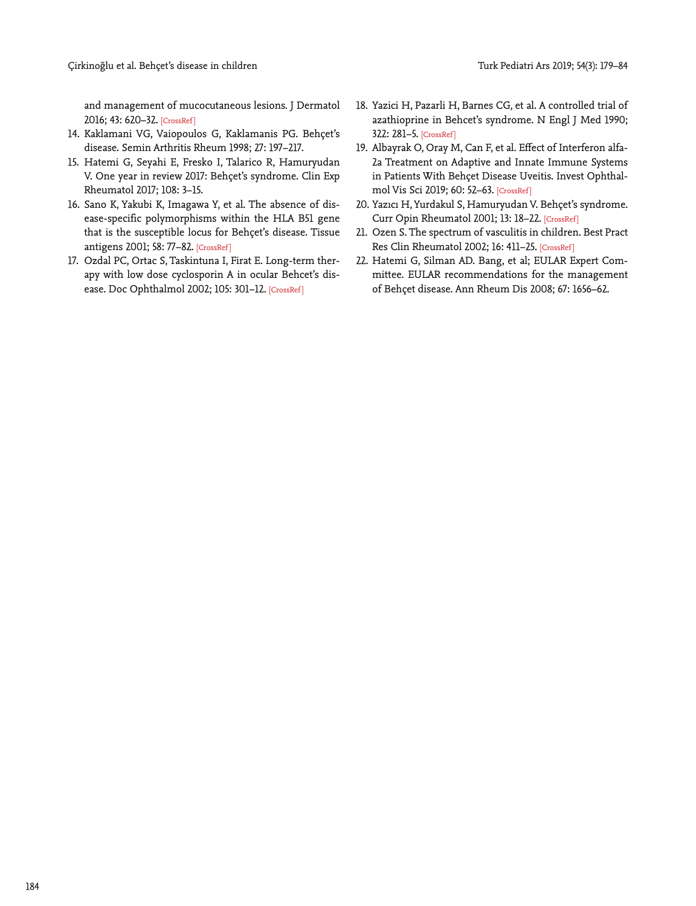and management of mucocutaneous lesions. J Dermatol 2016; 43: 620–32. [CrossRef]

14. Kaklamani VG, Vaiopoulos G, Kaklamanis PG. Behçet's disease. Semin Arthritis Rheum 1998; 27: 197–217.
15. Hatemi G, Seyahi E, Fresko I, Talarico R, Hamuryudan V. One year in review 2017: Behçet's syndrome. Clin Exp Rheumatol 2017; 108: 3–15.
16. Sano K, Yakubi K, Imagawa Y, et al. The absence of disease-specific polymorphisms within the HLA B51 gene that is the susceptible locus for Behçet's disease. Tissue antigens 2001; 58: 77–82. [CrossRef]
17. Ozdal PC, Ortac S, Taskintuna I, Firat E. Long-term therapy with low dose cyclosporin A in ocular Behcet's disease. Doc Ophthalmol 2002; 105: 301–12. [CrossRef]
18. Yazici H, Pazarli H, Barnes CG, et al. A controlled trial of azathioprine in Behcet's syndrome. N Engl J Med 1990; 322: 281–5. [CrossRef]
19. Albayrak O, Oray M, Can F, et al. Effect of Interferon alfa-2a Treatment on Adaptive and Innate Immune Systems in Patients With Behçet Disease Uveitis. Invest Ophthalmol Vis Sci 2019; 60: 52–63. [CrossRef]
20. Yazıcı H, Yurdakul S, Hamuryudan V. Behçet's syndrome. Curr Opin Rheumatol 2001; 13: 18–22. [CrossRef]
21. Ozen S. The spectrum of vasculitis in children. Best Pract Res Clin Rheumatol 2002; 16: 411–25. [CrossRef]
22. Hatemi G, Silman AD. Bang, et al; EULAR Expert Committee. EULAR recommendations for the management of Behçet disease. Ann Rheum Dis 2008; 67: 1656–62.